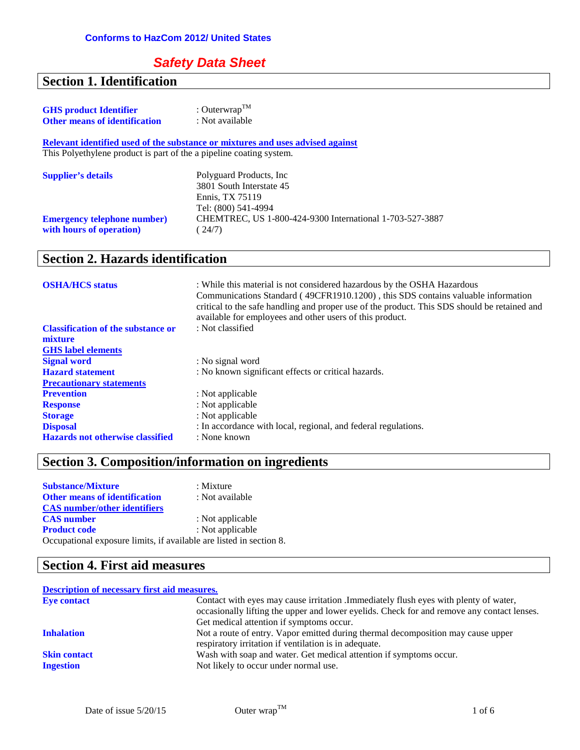**Conforms to HazCom 2012/ United States**

# *Safety Data Sheet*

## Section 1. Identification

**GHS product Identifier** : Outerwrap™
**Other means of identification** : Not available

**Relevant identified used of the substance or mixtures and uses advised against**
This Polyethylene product is part of the a pipeline coating system.

**Supplier's details**
Polyguard Products, Inc
3801 South Interstate 45
Ennis, TX 75119
Tel: (800) 541-4994

**Emergency telephone number) with hours of operation)**
CHEMTREC, US 1-800-424-9300 International 1-703-527-3887
( 24/7)

## Section 2. Hazards identification

**OSHA/HCS status** : While this material is not considered hazardous by the OSHA Hazardous Communications Standard ( 49CFR1910.1200) , this SDS contains valuable information critical to the safe handling and proper use of the product. This SDS should be retained and available for employees and other users of this product.

**Classification of the substance or mixture** : Not classified

**GHS label elements**

**Signal word** : No signal word
**Hazard statement** : No known significant effects or critical hazards.

**Precautionary statements**

**Prevention** : Not applicable
**Response** : Not applicable
**Storage** : Not applicable
**Disposal** : In accordance with local, regional, and federal regulations.
**Hazards not otherwise classified** : None known

## Section 3. Composition/information on ingredients

**Substance/Mixture** : Mixture
**Other means of identification** : Not available

**CAS number/other identifiers**

**CAS number** : Not applicable
**Product code** : Not applicable

Occupational exposure limits, if available are listed in section 8.

## Section 4. First aid measures

**Description of necessary first aid measures.**

**Eye contact** Contact with eyes may cause irritation .Immediately flush eyes with plenty of water, occasionally lifting the upper and lower eyelids. Check for and remove any contact lenses. Get medical attention if symptoms occur.

**Inhalation** Not a route of entry. Vapor emitted during thermal decomposition may cause upper respiratory irritation if ventilation is in adequate.

**Skin contact** Wash with soap and water. Get medical attention if symptoms occur.

**Ingestion** Not likely to occur under normal use.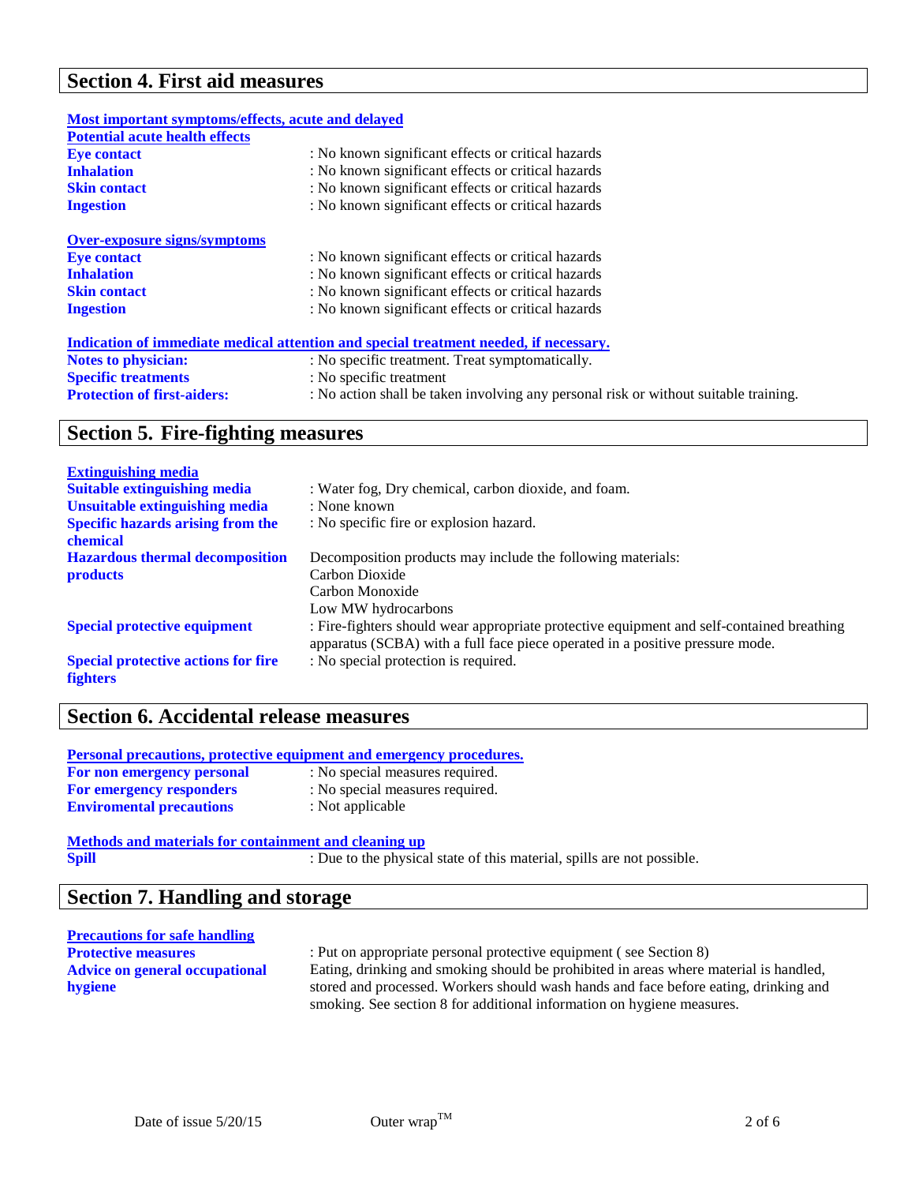## Section 4. First aid measures

**Most important symptoms/effects, acute and delayed**

**Potential acute health effects**

| | |
|---|---|
| **Eye contact** | : No known significant effects or critical hazards |
| **Inhalation** | : No known significant effects or critical hazards |
| **Skin contact** | : No known significant effects or critical hazards |
| **Ingestion** | : No known significant effects or critical hazards |

**Over-exposure signs/symptoms**

| | |
|---|---|
| **Eye contact** | : No known significant effects or critical hazards |
| **Inhalation** | : No known significant effects or critical hazards |
| **Skin contact** | : No known significant effects or critical hazards |
| **Ingestion** | : No known significant effects or critical hazards |

**Indication of immediate medical attention and special treatment needed, if necessary.**

| | |
|---|---|
| **Notes to physician:** | : No specific treatment. Treat symptomatically. |
| **Specific treatments** | : No specific treatment |
| **Protection of first-aiders:** | : No action shall be taken involving any personal risk or without suitable training. |

## Section 5. Fire-fighting measures

**Extinguishing media**

| | |
|---|---|
| **Suitable extinguishing media** | : Water fog, Dry chemical, carbon dioxide, and foam. |
| **Unsuitable extinguishing media** | : None known |
| **Specific hazards arising from the chemical** | : No specific fire or explosion hazard. |
| **Hazardous thermal decomposition products** | Decomposition products may include the following materials:<br>Carbon Dioxide<br>Carbon Monoxide<br>Low MW hydrocarbons |
| **Special protective equipment** | : Fire-fighters should wear appropriate protective equipment and self-contained breathing apparatus (SCBA) with a full face piece operated in a positive pressure mode. |
| **Special protective actions for fire fighters** | : No special protection is required. |

## Section 6. Accidental release measures

**Personal precautions, protective equipment and emergency procedures.**

| | |
|---|---|
| **For non emergency personal** | : No special measures required. |
| **For emergency responders** | : No special measures required. |
| **Enviromental precautions** | : Not applicable |

**Methods and materials for containment and cleaning up**

| | |
|---|---|
| **Spill** | : Due to the physical state of this material, spills are not possible. |

## Section 7. Handling and storage

**Precautions for safe handling**

| | |
|---|---|
| **Protective measures** | : Put on appropriate personal protective equipment ( see Section 8) |
| **Advice on general occupational hygiene** | Eating, drinking and smoking should be prohibited in areas where material is handled, stored and processed. Workers should wash hands and face before eating, drinking and smoking. See section 8 for additional information on hygiene measures. |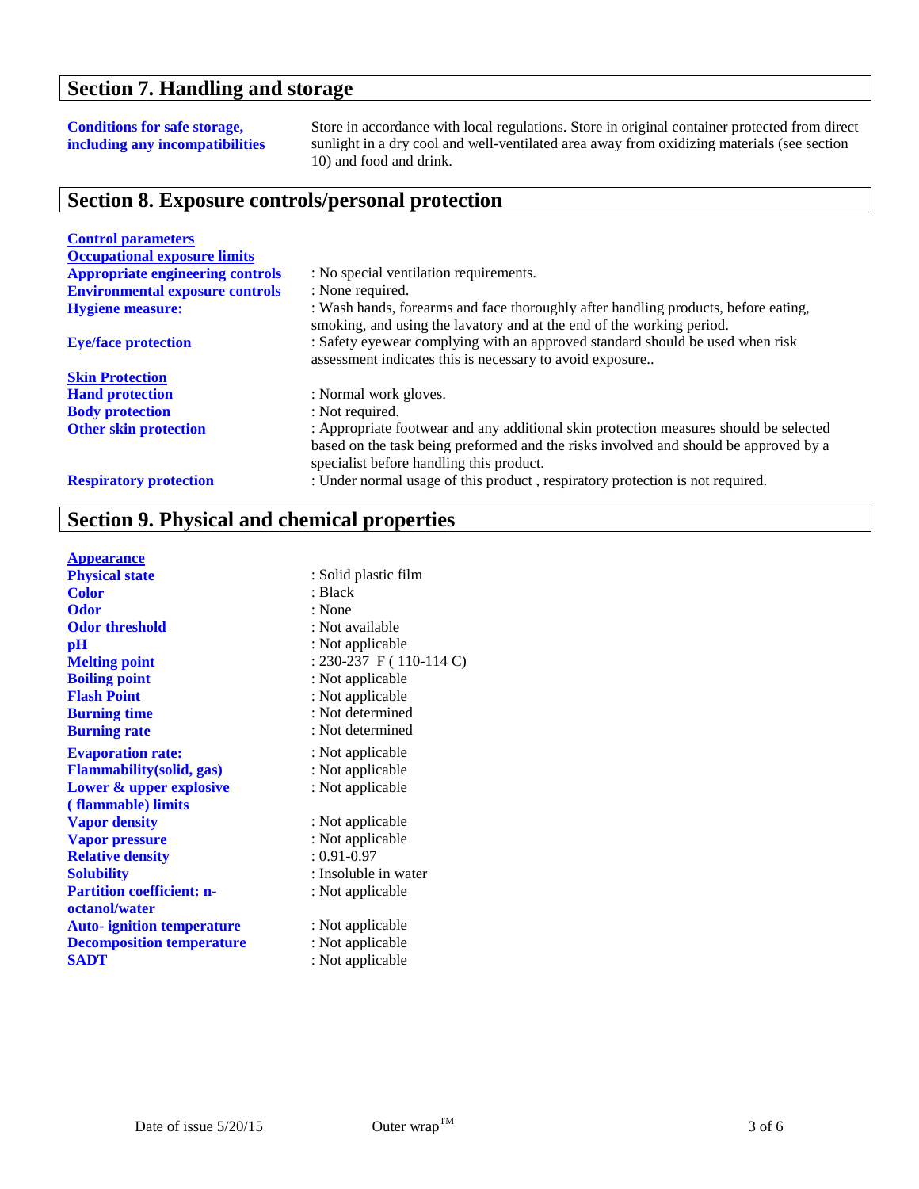## Section 7. Handling and storage

| | |
|---|---|
| **Conditions for safe storage, including any incompatibilities** | Store in accordance with local regulations. Store in original container protected from direct sunlight in a dry cool and well-ventilated area away from oxidizing materials (see section 10) and food and drink. |

## Section 8. Exposure controls/personal protection

**Control parameters**

**Occupational exposure limits**

| | |
|---|---|
| **Appropriate engineering controls** | : No special ventilation requirements. |
| **Environmental exposure controls** | : None required. |
| **Hygiene measure:** | : Wash hands, forearms and face thoroughly after handling products, before eating, smoking, and using the lavatory and at the end of the working period. |
| **Eye/face protection** | : Safety eyewear complying with an approved standard should be used when risk assessment indicates this is necessary to avoid exposure.. |

**Skin Protection**

| | |
|---|---|
| **Hand protection** | : Normal work gloves. |
| **Body protection** | : Not required. |
| **Other skin protection** | : Appropriate footwear and any additional skin protection measures should be selected based on the task being preformed and the risks involved and should be approved by a specialist before handling this product. |
| **Respiratory protection** | : Under normal usage of this product , respiratory protection is not required. |

## Section 9. Physical and chemical properties

**Appearance**

| | |
|---|---|
| **Physical state** | : Solid plastic film |
| **Color** | : Black |
| **Odor** | : None |
| **Odor threshold** | : Not available |
| **pH** | : Not applicable |
| **Melting point** | : 230-237 F ( 110-114 C) |
| **Boiling point** | : Not applicable |
| **Flash Point** | : Not applicable |
| **Burning time** | : Not determined |
| **Burning rate** | : Not determined |
| **Evaporation rate:** | : Not applicable |
| **Flammability(solid, gas)** | : Not applicable |
| **Lower & upper explosive ( flammable) limits** | : Not applicable |
| **Vapor density** | : Not applicable |
| **Vapor pressure** | : Not applicable |
| **Relative density** | : 0.91-0.97 |
| **Solubility** | : Insoluble in water |
| **Partition coefficient: n-octanol/water** | : Not applicable |
| **Auto- ignition temperature** | : Not applicable |
| **Decomposition temperature** | : Not applicable |
| **SADT** | : Not applicable |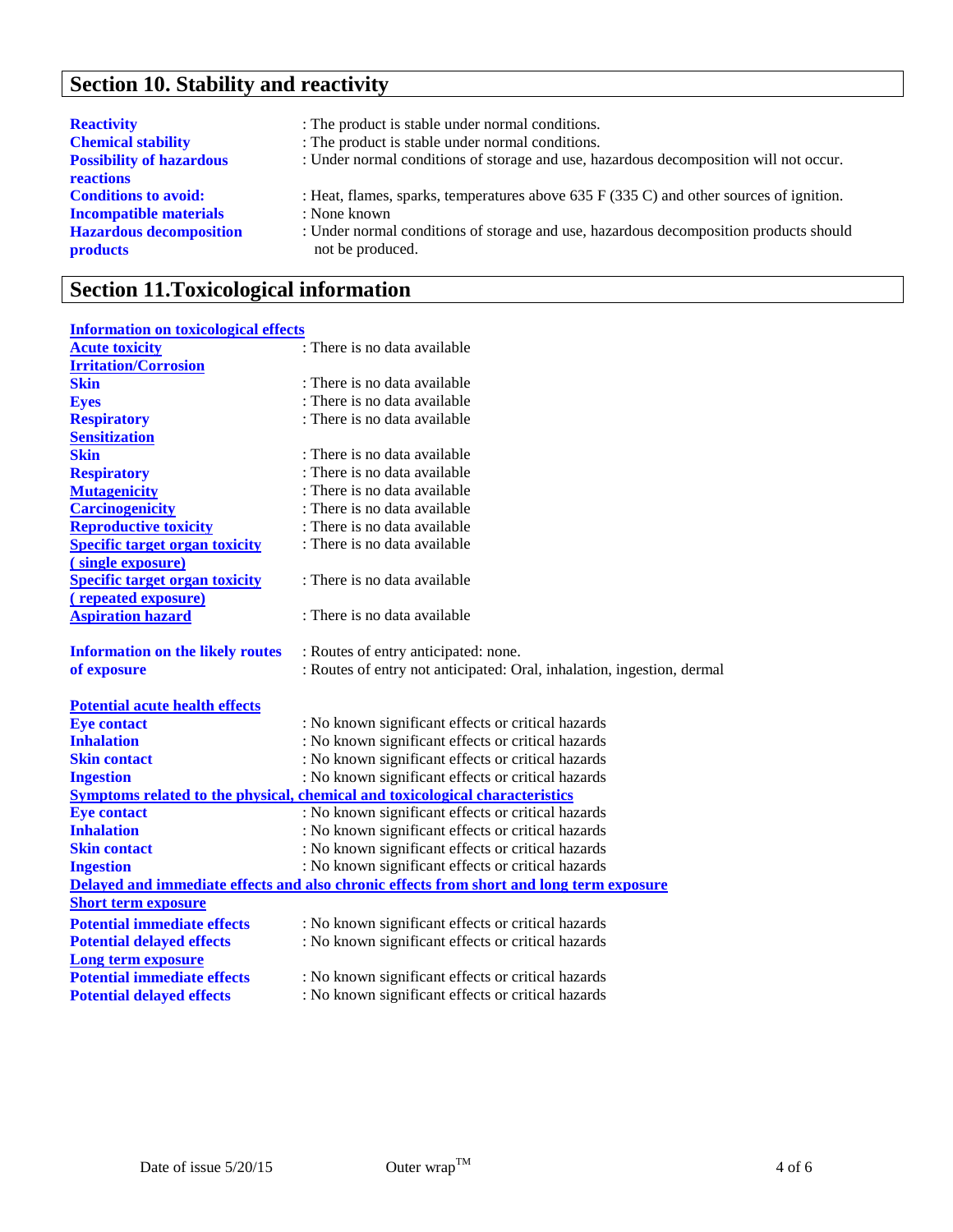## Section 10. Stability and reactivity

| | |
|---|---|
| **Reactivity** | : The product is stable under normal conditions. |
| **Chemical stability** | : The product is stable under normal conditions. |
| **Possibility of hazardous reactions** | : Under normal conditions of storage and use, hazardous decomposition will not occur. |
| **Conditions to avoid:** | : Heat, flames, sparks, temperatures above 635 F (335 C) and other sources of ignition. |
| **Incompatible materials** | : None known |
| **Hazardous decomposition products** | : Under normal conditions of storage and use, hazardous decomposition products should not be produced. |

## Section 11.Toxicological information

**Information on toxicological effects**

| | |
|---|---|
| **Acute toxicity** | : There is no data available |
| **Irritation/Corrosion** | |
| **Skin** | : There is no data available |
| **Eyes** | : There is no data available |
| **Respiratory** | : There is no data available |
| **Sensitization** | |
| **Skin** | : There is no data available |
| **Respiratory** | : There is no data available |
| **Mutagenicity** | : There is no data available |
| **Carcinogenicity** | : There is no data available |
| **Reproductive toxicity** | : There is no data available |
| **Specific target organ toxicity ( single exposure)** | : There is no data available |
| **Specific target organ toxicity ( repeated exposure)** | : There is no data available |
| **Aspiration hazard** | : There is no data available |

| | |
|---|---|
| **Information on the likely routes of exposure** | : Routes of entry anticipated: none.<br>: Routes of entry not anticipated: Oral, inhalation, ingestion, dermal |

**Potential acute health effects**

| | |
|---|---|
| **Eye contact** | : No known significant effects or critical hazards |
| **Inhalation** | : No known significant effects or critical hazards |
| **Skin contact** | : No known significant effects or critical hazards |
| **Ingestion** | : No known significant effects or critical hazards |

**Symptoms related to the physical, chemical and toxicological characteristics**

| | |
|---|---|
| **Eye contact** | : No known significant effects or critical hazards |
| **Inhalation** | : No known significant effects or critical hazards |
| **Skin contact** | : No known significant effects or critical hazards |
| **Ingestion** | : No known significant effects or critical hazards |

**Delayed and immediate effects and also chronic effects from short and long term exposure**

**Short term exposure**

| | |
|---|---|
| **Potential immediate effects** | : No known significant effects or critical hazards |
| **Potential delayed effects** | : No known significant effects or critical hazards |

**Long term exposure**

| | |
|---|---|
| **Potential immediate effects** | : No known significant effects or critical hazards |
| **Potential delayed effects** | : No known significant effects or critical hazards |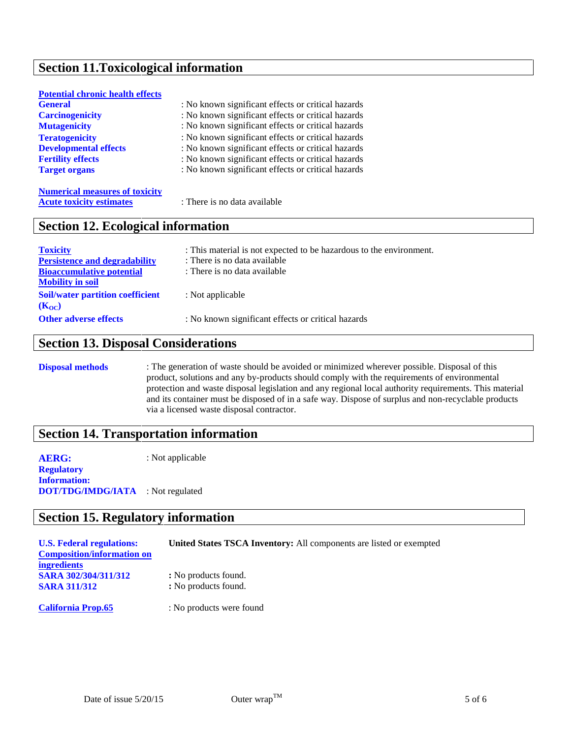## Section 11.Toxicological information

**Potential chronic health effects**

| | |
|---|---|
| **General** | : No known significant effects or critical hazards |
| **Carcinogenicity** | : No known significant effects or critical hazards |
| **Mutagenicity** | : No known significant effects or critical hazards |
| **Teratogenicity** | : No known significant effects or critical hazards |
| **Developmental effects** | : No known significant effects or critical hazards |
| **Fertility effects** | : No known significant effects or critical hazards |
| **Target organs** | : No known significant effects or critical hazards |

**Numerical measures of toxicity**

| | |
|---|---|
| **Acute toxicity estimates** | : There is no data available |

## Section 12. Ecological information

| | |
|---|---|
| **Toxicity** | : This material is not expected to be hazardous to the environment. |
| **Persistence and degradability** | : There is no data available |
| **Bioaccumulative potential** | : There is no data available |
| **Mobility in soil** | |
| **Soil/water partition coefficient ($K_{OC}$)** | : Not applicable |
| **Other adverse effects** | : No known significant effects or critical hazards |

## Section 13. Disposal Considerations

**Disposal methods** : The generation of waste should be avoided or minimized wherever possible. Disposal of this product, solutions and any by-products should comply with the requirements of environmental protection and waste disposal legislation and any regional local authority requirements. This material and its container must be disposed of in a safe way. Dispose of surplus and non-recyclable products via a licensed waste disposal contractor.

## Section 14. Transportation information

| | |
|---|---|
| **AERG:** | : Not applicable |
| **Regulatory Information:** | |
| **DOT/TDG/IMDG/IATA** | : Not regulated |

## Section 15. Regulatory information

| | |
|---|---|
| **U.S. Federal regulations:** | **United States TSCA Inventory:** All components are listed or exempted |
| **Composition/information on ingredients** | |
| **SARA 302/304/311/312** | **:** No products found. |
| **SARA 311/312** | **:** No products found. |
| **California Prop.65** | : No products were found |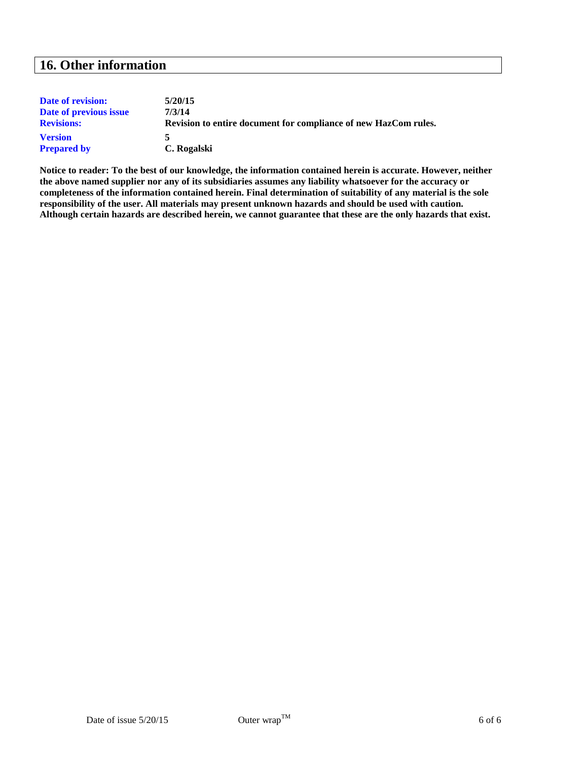## 16. Other information

| | |
|---|---|
| **Date of revision:** | **5/20/15** |
| **Date of previous issue** | **7/3/14** |
| **Revisions:** | **Revision to entire document for compliance of new HazCom rules.** |
| **Version** | **5** |
| **Prepared by** | **C. Rogalski** |

**Notice to reader: To the best of our knowledge, the information contained herein is accurate. However, neither the above named supplier nor any of its subsidiaries assumes any liability whatsoever for the accuracy or completeness of the information contained herein. Final determination of suitability of any material is the sole responsibility of the user. All materials may present unknown hazards and should be used with caution. Although certain hazards are described herein, we cannot guarantee that these are the only hazards that exist.**